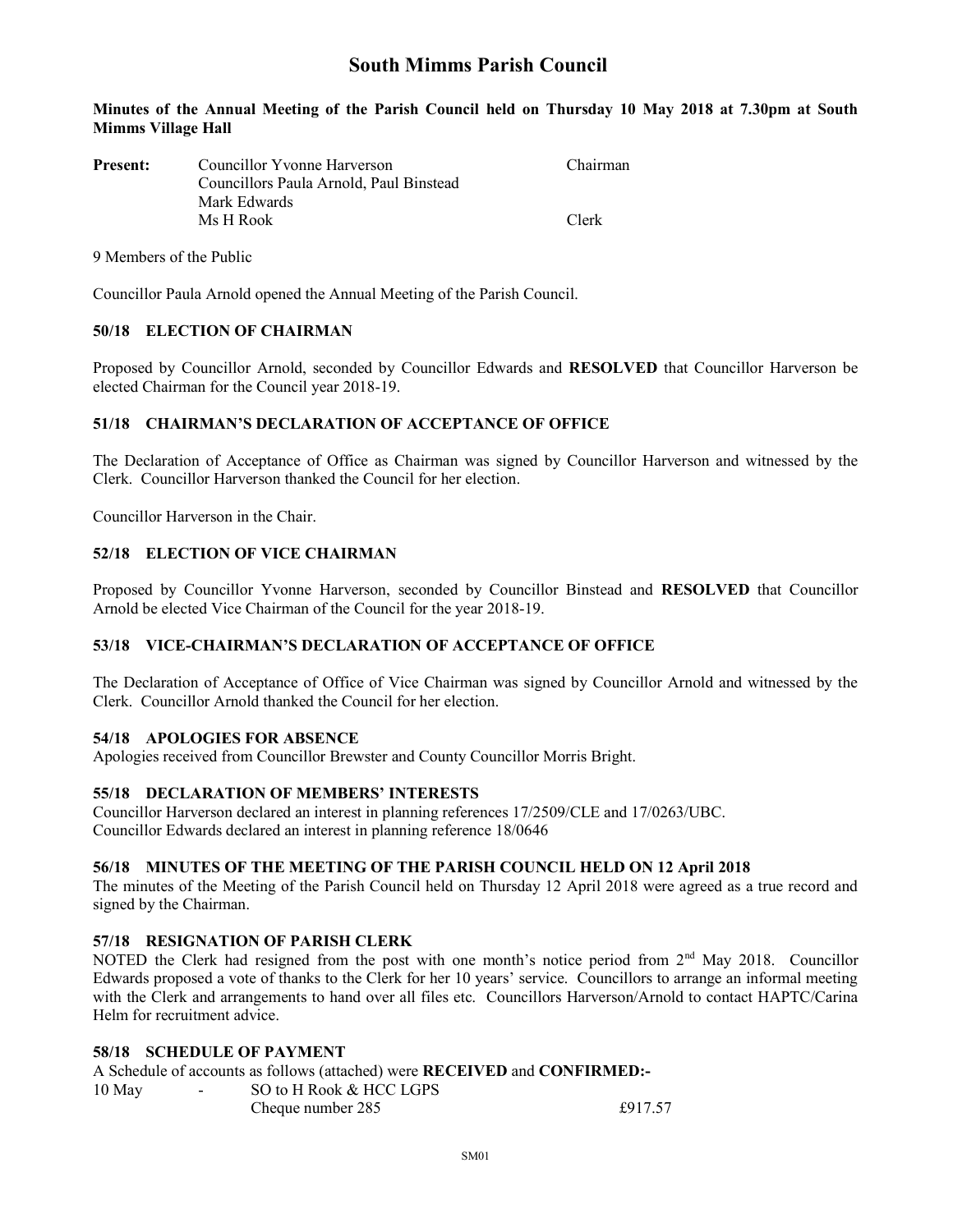# South Mimms Parish Council

**Minutes of the Annual Meeting of the Parish Council held on Thursday 10 May 2018 at 7.30pm at South Mimms Village Hall**

| **Present:** | Councillor Yvonne Harverson | Chairman |
|---|---|---|
| | Councillors Paula Arnold, Paul Binstead | |
| | Mark Edwards | |
| | Ms H Rook | Clerk |

9 Members of the Public

Councillor Paula Arnold opened the Annual Meeting of the Parish Council.

### 50/18 ELECTION OF CHAIRMAN

Proposed by Councillor Arnold, seconded by Councillor Edwards and **RESOLVED** that Councillor Harverson be elected Chairman for the Council year 2018-19.

### 51/18 CHAIRMAN'S DECLARATION OF ACCEPTANCE OF OFFICE

The Declaration of Acceptance of Office as Chairman was signed by Councillor Harverson and witnessed by the Clerk. Councillor Harverson thanked the Council for her election.

Councillor Harverson in the Chair.

### 52/18 ELECTION OF VICE CHAIRMAN

Proposed by Councillor Yvonne Harverson, seconded by Councillor Binstead and **RESOLVED** that Councillor Arnold be elected Vice Chairman of the Council for the year 2018-19.

### 53/18 VICE-CHAIRMAN'S DECLARATION OF ACCEPTANCE OF OFFICE

The Declaration of Acceptance of Office of Vice Chairman was signed by Councillor Arnold and witnessed by the Clerk. Councillor Arnold thanked the Council for her election.

### 54/18 APOLOGIES FOR ABSENCE

Apologies received from Councillor Brewster and County Councillor Morris Bright.

### 55/18 DECLARATION OF MEMBERS' INTERESTS

Councillor Harverson declared an interest in planning references 17/2509/CLE and 17/0263/UBC.
Councillor Edwards declared an interest in planning reference 18/0646

### 56/18 MINUTES OF THE MEETING OF THE PARISH COUNCIL HELD ON 12 April 2018

The minutes of the Meeting of the Parish Council held on Thursday 12 April 2018 were agreed as a true record and signed by the Chairman.

### 57/18 RESIGNATION OF PARISH CLERK

NOTED the Clerk had resigned from the post with one month's notice period from 2nd May 2018. Councillor Edwards proposed a vote of thanks to the Clerk for her 10 years' service. Councillors to arrange an informal meeting with the Clerk and arrangements to hand over all files etc. Councillors Harverson/Arnold to contact HAPTC/Carina Helm for recruitment advice.

### 58/18 SCHEDULE OF PAYMENT

A Schedule of accounts as follows (attached) were **RECEIVED** and **CONFIRMED:-**

| 10 May | - | SO to H Rook & HCC LGPS | |
|---|---|---|---|
| | | Cheque number 285 | £917.57 |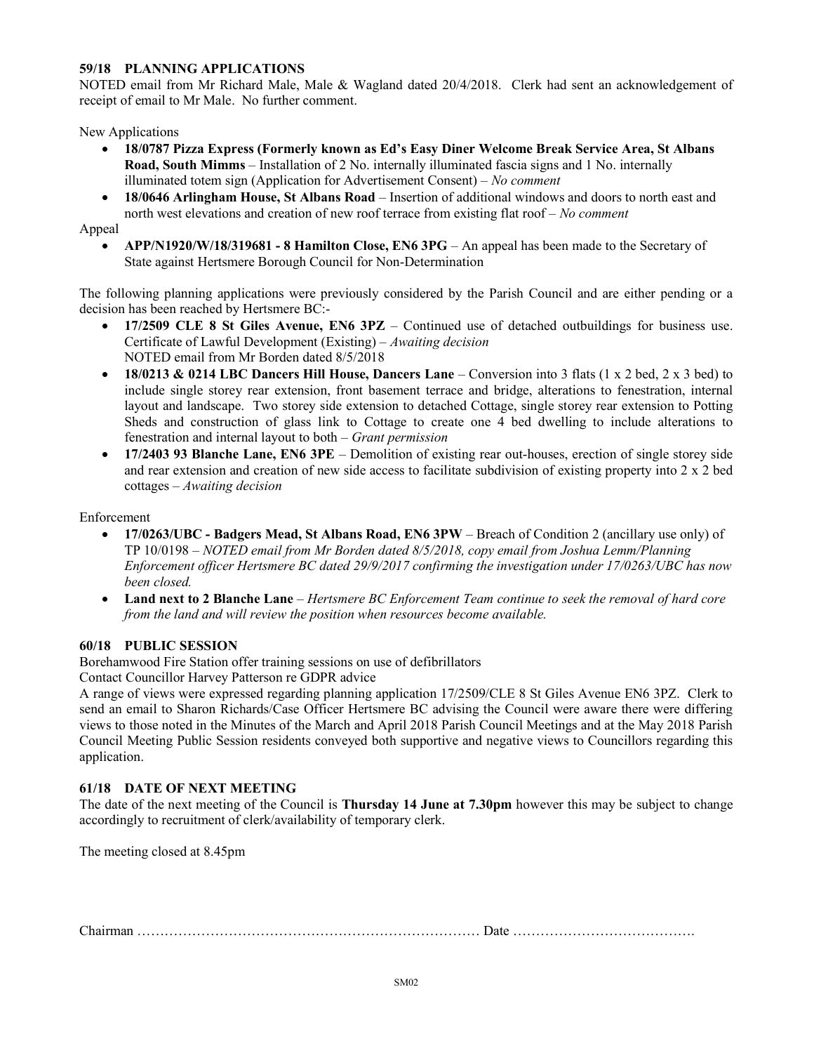**59/18 PLANNING APPLICATIONS**

NOTED email from Mr Richard Male, Male & Wagland dated 20/4/2018. Clerk had sent an acknowledgement of receipt of email to Mr Male. No further comment.

New Applications

- **18/0787 Pizza Express (Formerly known as Ed's Easy Diner Welcome Break Service Area, St Albans Road, South Mimms** – Installation of 2 No. internally illuminated fascia signs and 1 No. internally illuminated totem sign (Application for Advertisement Consent) – *No comment*
- **18/0646 Arlingham House, St Albans Road** – Insertion of additional windows and doors to north east and north west elevations and creation of new roof terrace from existing flat roof – *No comment*

Appeal

- **APP/N1920/W/18/319681 - 8 Hamilton Close, EN6 3PG** – An appeal has been made to the Secretary of State against Hertsmere Borough Council for Non-Determination

The following planning applications were previously considered by the Parish Council and are either pending or a decision has been reached by Hertsmere BC:-

- **17/2509 CLE 8 St Giles Avenue, EN6 3PZ** – Continued use of detached outbuildings for business use. Certificate of Lawful Development (Existing) – *Awaiting decision*
  NOTED email from Mr Borden dated 8/5/2018
- **18/0213 & 0214 LBC Dancers Hill House, Dancers Lane** – Conversion into 3 flats (1 x 2 bed, 2 x 3 bed) to include single storey rear extension, front basement terrace and bridge, alterations to fenestration, internal layout and landscape. Two storey side extension to detached Cottage, single storey rear extension to Potting Sheds and construction of glass link to Cottage to create one 4 bed dwelling to include alterations to fenestration and internal layout to both – *Grant permission*
- **17/2403 93 Blanche Lane, EN6 3PE** – Demolition of existing rear out-houses, erection of single storey side and rear extension and creation of new side access to facilitate subdivision of existing property into 2 x 2 bed cottages – *Awaiting decision*

Enforcement

- **17/0263/UBC - Badgers Mead, St Albans Road, EN6 3PW** – Breach of Condition 2 (ancillary use only) of TP 10/0198 – *NOTED email from Mr Borden dated 8/5/2018, copy email from Joshua Lemm/Planning Enforcement officer Hertsmere BC dated 29/9/2017 confirming the investigation under 17/0263/UBC has now been closed.*
- **Land next to 2 Blanche Lane** – *Hertsmere BC Enforcement Team continue to seek the removal of hard core from the land and will review the position when resources become available.*

**60/18 PUBLIC SESSION**

Borehamwood Fire Station offer training sessions on use of defibrillators

Contact Councillor Harvey Patterson re GDPR advice

A range of views were expressed regarding planning application 17/2509/CLE 8 St Giles Avenue EN6 3PZ. Clerk to send an email to Sharon Richards/Case Officer Hertsmere BC advising the Council were aware there were differing views to those noted in the Minutes of the March and April 2018 Parish Council Meetings and at the May 2018 Parish Council Meeting Public Session residents conveyed both supportive and negative views to Councillors regarding this application.

**61/18 DATE OF NEXT MEETING**

The date of the next meeting of the Council is **Thursday 14 June at 7.30pm** however this may be subject to change accordingly to recruitment of clerk/availability of temporary clerk.

The meeting closed at 8.45pm

Chairman ………………………………………………………………… Date ………………………………….

SM02